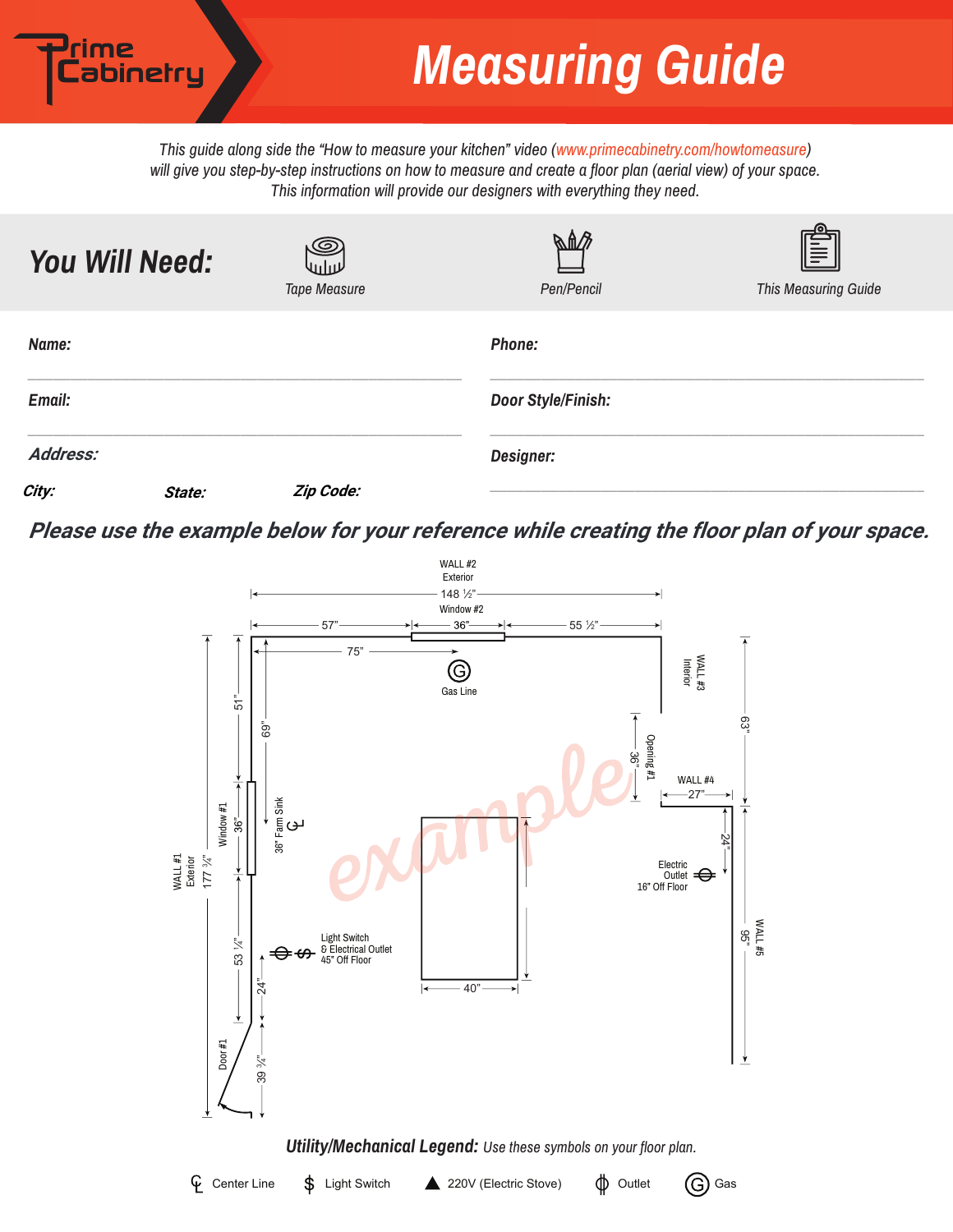Prime Cabinetry

# Measuring Guide

*This guide along side the "How to measure your kitchen" video (www.primecabinetry.com/howtomeasure) will give you step-by-step instructions on how to measure and create a floor plan (aerial view) of your space. This information will provide our designers with everything they need.*

## You Will Need:

- Tape Measure
- Pen/Pencil
- This Measuring Guide

**Name:** ______________________

**Phone:** ______________________

**Email:** ______________________

**Door Style/Finish:** ______________________

**Address:**

**Designer:** ______________________

**City:** **State:** **Zip Code:**

## Please use the example below for your reference while creating the floor plan of your space.

WALL #2 Exterior
148 ½"
Window #2
57" 36" 55 ½"
75"
Gas Line
WALL #3 Interior
63"
51"
69"
Opening #1 36"
WALL #4 27"
24"
Window #1 36"
36" Farm Sink
WALL #1 Exterior 177 ¾"
Electric Outlet 16" Off Floor
WALL #5 95"
Light Switch & Electrical Outlet 45" Off Floor
53 ¼"
24"
40"
Door #1
39 ¾"

example

**Utility/Mechanical Legend:** *Use these symbols on your floor plan.*

- ℄ Center Line
- $ Light Switch
- ▲ 220V (Electric Stove)
- Outlet
- Ⓖ Gas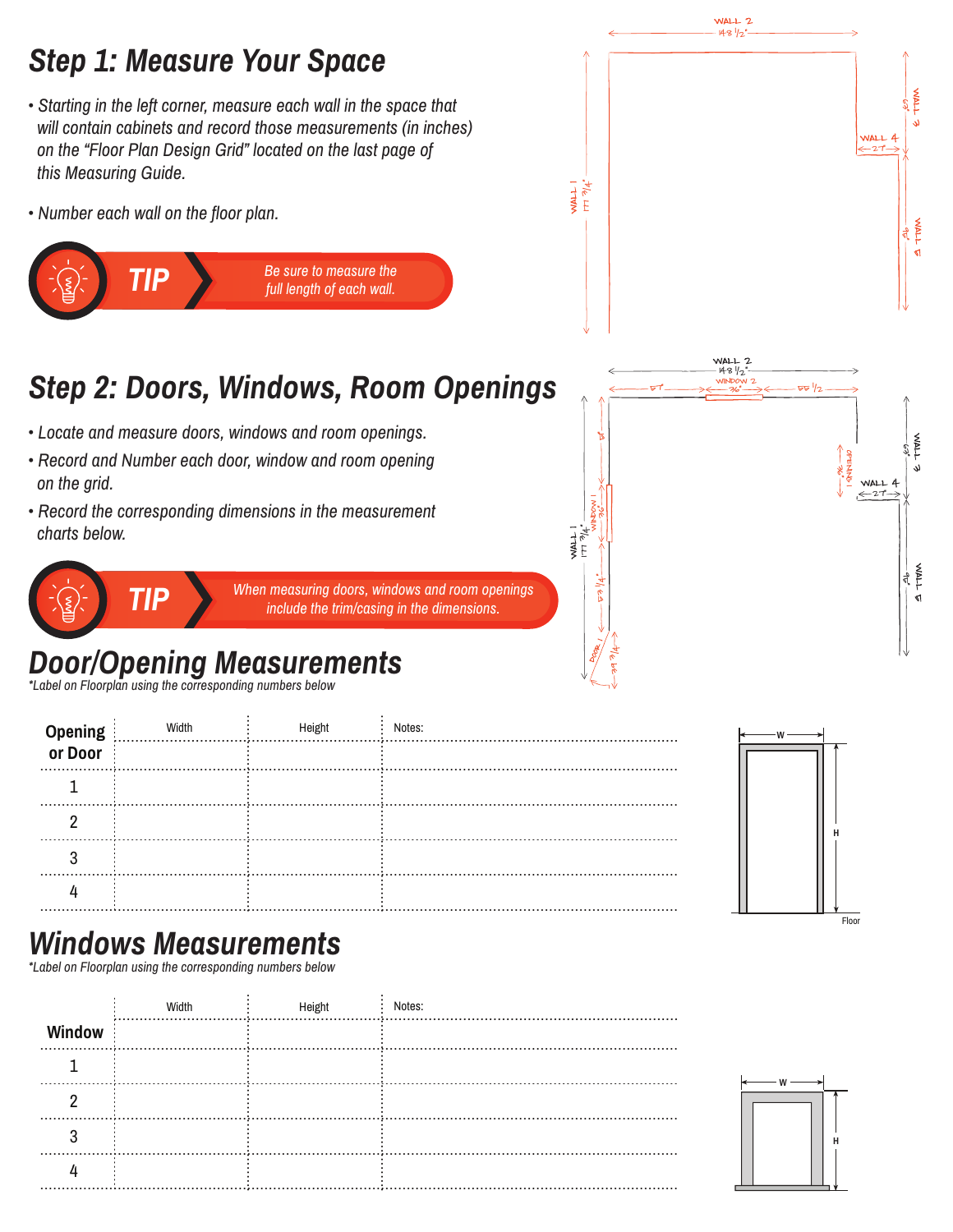## Step 1: Measure Your Space

- *Starting in the left corner, measure each wall in the space that will contain cabinets and record those measurements (in inches) on the "Floor Plan Design Grid" located on the last page of this Measuring Guide.*
- *Number each wall on the floor plan.*

**TIP** *Be sure to measure the full length of each wall.*

## Step 2: Doors, Windows, Room Openings

- *Locate and measure doors, windows and room openings.*
- *Record and Number each door, window and room opening on the grid.*
- *Record the corresponding dimensions in the measurement charts below.*

**TIP** *When measuring doors, windows and room openings include the trim/casing in the dimensions.*

## Door/Opening Measurements

*\*Label on Floorplan using the corresponding numbers below*

| Opening or Door | Width | Height | Notes: |
|---|---|---|---|
| 1 | | | |
| 2 | | | |
| 3 | | | |
| 4 | | | |

## Windows Measurements

*\*Label on Floorplan using the corresponding numbers below*

| Window | Width | Height | Notes: |
|---|---|---|---|
| 1 | | | |
| 2 | | | |
| 3 | | | |
| 4 | | | |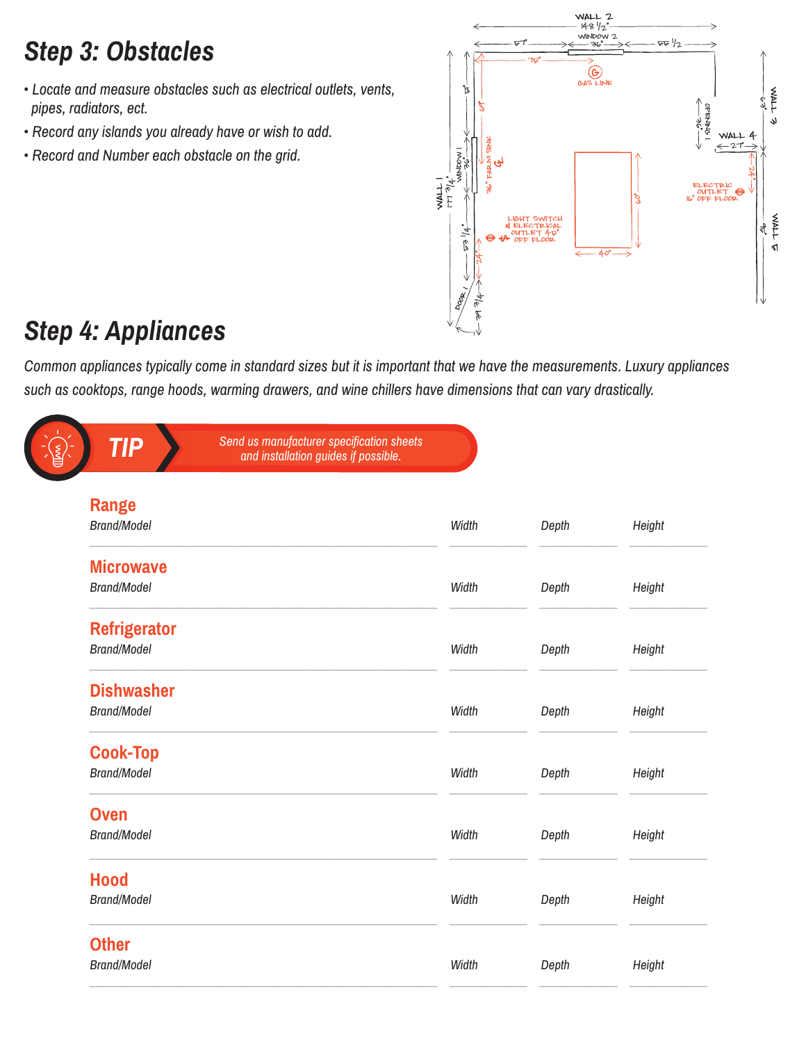## Step 3: Obstacles

- Locate and measure obstacles such as electrical outlets, vents, pipes, radiators, ect.
- Record any islands you already have or wish to add.
- Record and Number each obstacle on the grid.

## Step 4: Appliances

*Common appliances typically come in standard sizes but it is important that we have the measurements. Luxury appliances such as cooktops, range hoods, warming drawers, and wine chillers have dimensions that can vary drastically.*

**TIP** — Send us manufacturer specification sheets and installation guides if possible.

### Range

| Brand/Model | Width | Depth | Height |
|---|---|---|---|
| | | | |

### Microwave

| Brand/Model | Width | Depth | Height |
|---|---|---|---|
| | | | |

### Refrigerator

| Brand/Model | Width | Depth | Height |
|---|---|---|---|
| | | | |

### Dishwasher

| Brand/Model | Width | Depth | Height |
|---|---|---|---|
| | | | |

### Cook-Top

| Brand/Model | Width | Depth | Height |
|---|---|---|---|
| | | | |

### Oven

| Brand/Model | Width | Depth | Height |
|---|---|---|---|
| | | | |

### Hood

| Brand/Model | Width | Depth | Height |
|---|---|---|---|
| | | | |

### Other

| Brand/Model | Width | Depth | Height |
|---|---|---|---|
| | | | |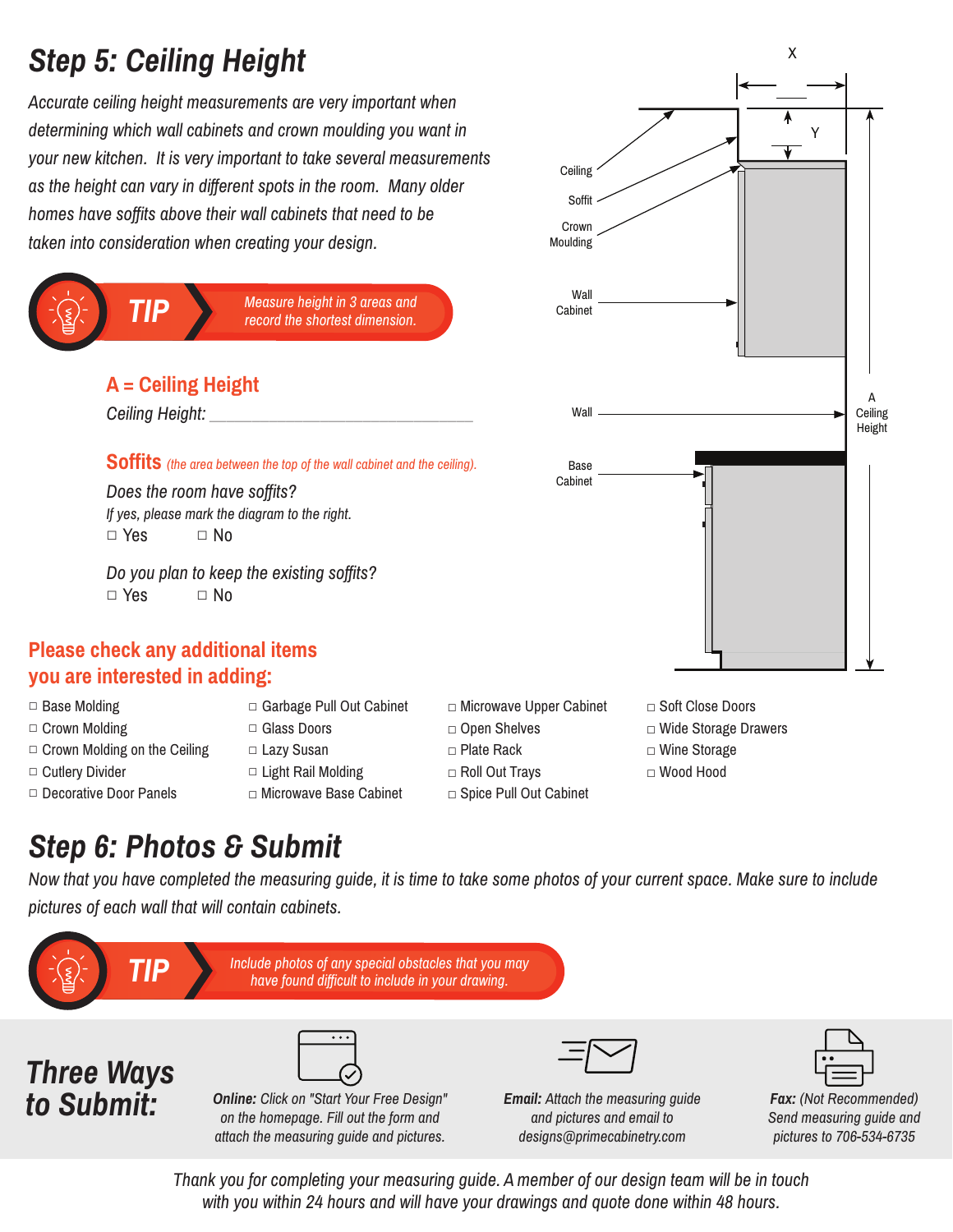# Step 5: Ceiling Height

*Accurate ceiling height measurements are very important when determining which wall cabinets and crown moulding you want in your new kitchen. It is very important to take several measurements as the height can vary in different spots in the room. Many older homes have soffits above their wall cabinets that need to be taken into consideration when creating your design.*

**TIP** *Measure height in 3 areas and record the shortest dimension.*

Ceiling
Soffit
Crown Moulding
Wall Cabinet
Wall
Base Cabinet
X
Y
A Ceiling Height

### A = Ceiling Height

*Ceiling Height:* ______________________________

### Soffits *(the area between the top of the wall cabinet and the ceiling).*

*Does the room have soffits?*

*If yes, please mark the diagram to the right.*

□ Yes □ No

*Do you plan to keep the existing soffits?*

□ Yes □ No

## Please check any additional items you are interested in adding:

□ Base Molding
□ Crown Molding
□ Crown Molding on the Ceiling
□ Cutlery Divider
□ Decorative Door Panels
□ Garbage Pull Out Cabinet
□ Glass Doors
□ Lazy Susan
□ Light Rail Molding
□ Microwave Base Cabinet
□ Microwave Upper Cabinet
□ Open Shelves
□ Plate Rack
□ Roll Out Trays
□ Spice Pull Out Cabinet
□ Soft Close Doors
□ Wide Storage Drawers
□ Wine Storage
□ Wood Hood

# Step 6: Photos & Submit

*Now that you have completed the measuring guide, it is time to take some photos of your current space. Make sure to include pictures of each wall that will contain cabinets.*

**TIP** *Include photos of any special obstacles that you may have found difficult to include in your drawing.*

## Three Ways to Submit:

***Online:*** *Click on "Start Your Free Design" on the homepage. Fill out the form and attach the measuring guide and pictures.*

***Email:*** *Attach the measuring guide and pictures and email to designs@primecabinetry.com*

***Fax:*** *(Not Recommended) Send measuring guide and pictures to 706-534-6735*

*Thank you for completing your measuring guide. A member of our design team will be in touch with you within 24 hours and will have your drawings and quote done within 48 hours.*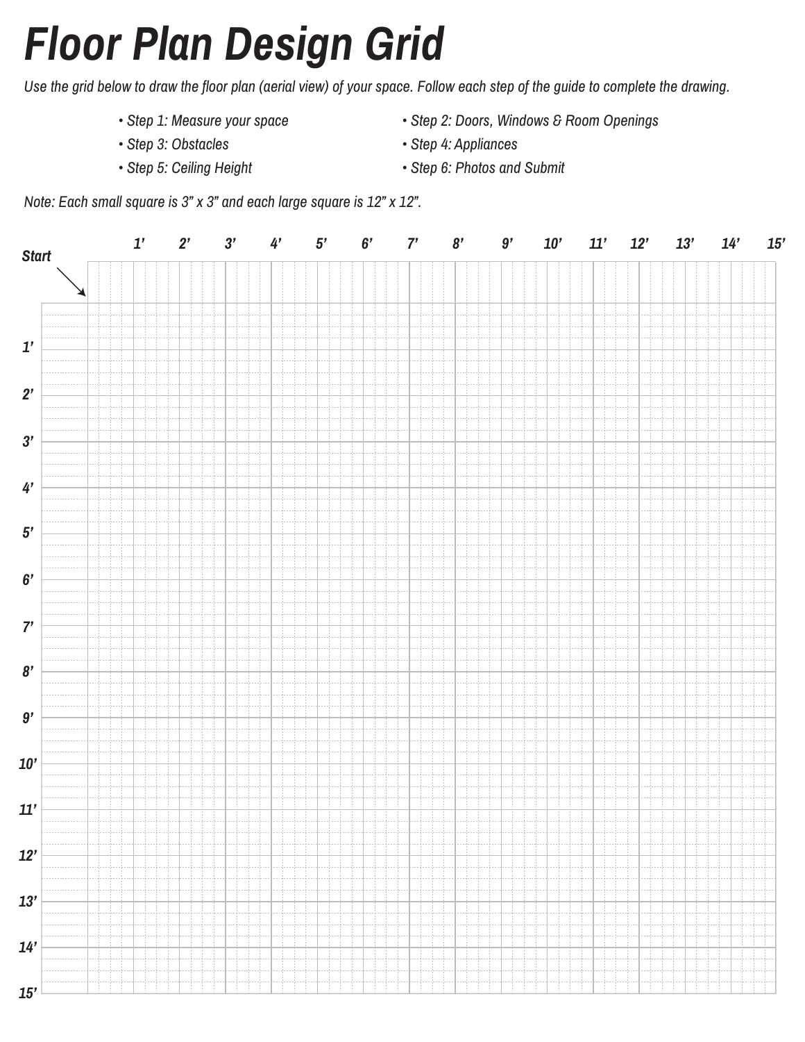# Floor Plan Design Grid

*Use the grid below to draw the floor plan (aerial view) of your space. Follow each step of the guide to complete the drawing.*

- *Step 1: Measure your space*
- *Step 2: Doors, Windows & Room Openings*
- *Step 3: Obstacles*
- *Step 4: Appliances*
- *Step 5: Ceiling Height*
- *Step 6: Photos and Submit*

*Note: Each small square is 3" x 3" and each large square is 12" x 12".*

Start

1' 2' 3' 4' 5' 6' 7' 8' 9' 10' 11' 12' 13' 14' 15'

1'
2'
3'
4'
5'
6'
7'
8'
9'
10'
11'
12'
13'
14'
15'